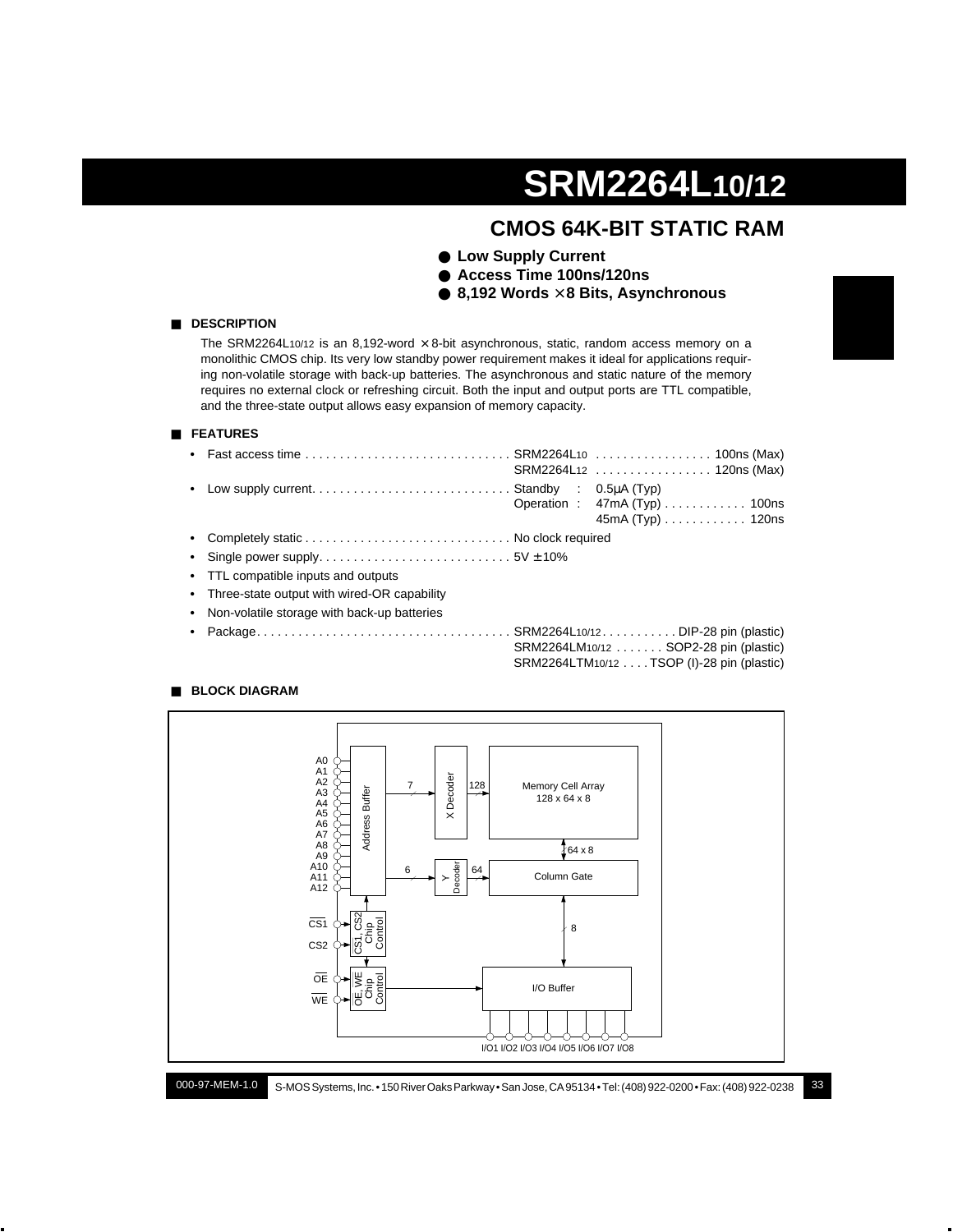# SRM2264L10/12

## CMOS 64K-BIT STATIC RAM

- **Low Supply Current**
- **Access Time 100ns/120ns**
- **8,192 Words × 8 Bits, Asynchronous**

## ■ DESCRIPTION

The SRM2264L10/12 is an 8,192-word × 8-bit asynchronous, static, random access memory on a monolithic CMOS chip. Its very low standby power requirement makes it ideal for applications requiring non-volatile storage with back-up batteries. The asynchronous and static nature of the memory requires no external clock or refreshing circuit. Both the input and output ports are TTL compatible, and the three-state output allows easy expansion of memory capacity.

## ■ FEATURES

- Fast access time .............................. SRM2264L10 ................. 100ns (Max)
  SRM2264L12 ................. 120ns (Max)
- Low supply current............................ Standby : 0.5μA (Typ)
  Operation : 47mA (Typ) ............ 100ns
  45mA (Typ) ............ 120ns
- Completely static .............................. No clock required
- Single power supply............................ 5V ±10%
- TTL compatible inputs and outputs
- Three-state output with wired-OR capability
- Non-volatile storage with back-up batteries
- Package..................................... SRM2264L10/12........... DIP-28 pin (plastic)
  SRM2264LM10/12 ....... SOP2-28 pin (plastic)
  SRM2264LTM10/12 .... TSOP (I)-28 pin (plastic)

## ■ BLOCK DIAGRAM

A0–A12 → Address Buffer → (7) X Decoder → (128) Memory Cell Array 128 x 64 x 8; Address Buffer → (6) Y Decoder → (64) Column Gate; Memory Cell Array ↔ (64 x 8) Column Gate ↔ (8) I/O Buffer → I/O1 I/O2 I/O3 I/O4 I/O5 I/O6 I/O7 I/O8

CS1, CS2 → CS1, CS2 Chip Control; OE, WE → OE, WE Chip Control → I/O Buffer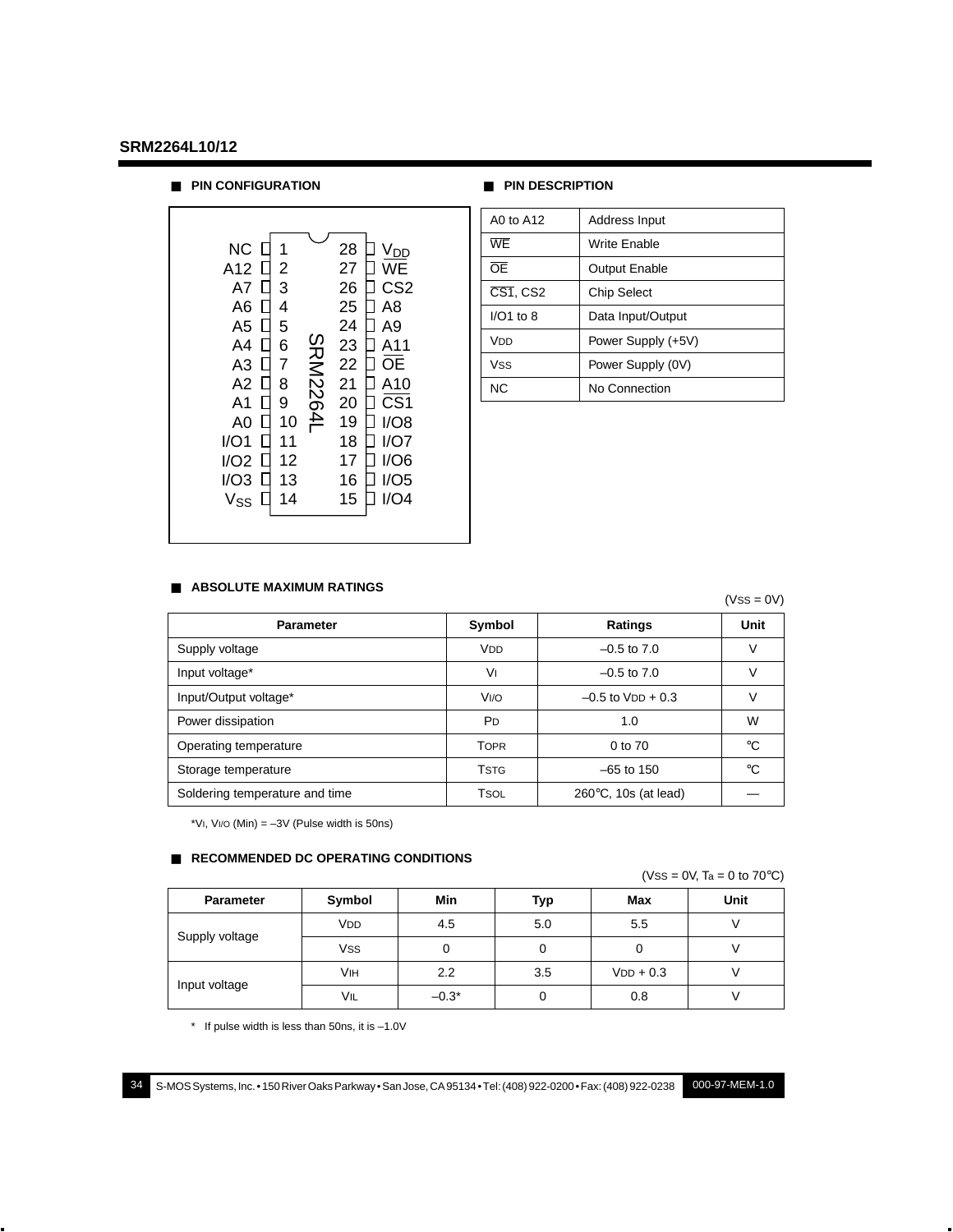## ■ PIN CONFIGURATION

| Pin | Name | | Pin | Name |
|---|---|---|---|---|
| 1 | NC | | 28 | $V_{DD}$ |
| 2 | A12 | | 27 | $\overline{WE}$ |
| 3 | A7 | | 26 | CS2 |
| 4 | A6 | | 25 | A8 |
| 5 | A5 | | 24 | A9 |
| 6 | A4 | | 23 | A11 |
| 7 | A3 | | 22 | $\overline{OE}$ |
| 8 | A2 | | 21 | A10 |
| 9 | A1 | | 20 | $\overline{CS1}$ |
| 10 | A0 | | 19 | I/O8 |
| 11 | I/O1 | | 18 | I/O7 |
| 12 | I/O2 | | 17 | I/O6 |
| 13 | I/O3 | | 16 | I/O5 |
| 14 | $V_{SS}$ | | 15 | I/O4 |

SRM2264L

## ■ PIN DESCRIPTION

| Pin | Description |
|---|---|
| A0 to A12 | Address Input |
| $\overline{WE}$ | Write Enable |
| $\overline{OE}$ | Output Enable |
| $\overline{CS1}$, CS2 | Chip Select |
| I/O1 to 8 | Data Input/Output |
| $V_{DD}$ | Power Supply (+5V) |
| $V_{SS}$ | Power Supply (0V) |
| NC | No Connection |

## ■ ABSOLUTE MAXIMUM RATINGS

($V_{SS}$ = 0V)

| Parameter | Symbol | Ratings | Unit |
|---|---|---|---|
| Supply voltage | $V_{DD}$ | –0.5 to 7.0 | V |
| Input voltage* | $V_I$ | –0.5 to 7.0 | V |
| Input/Output voltage* | $V_{I/O}$ | –0.5 to $V_{DD}$ + 0.3 | V |
| Power dissipation | $P_D$ | 1.0 | W |
| Operating temperature | $T_{OPR}$ | 0 to 70 | °C |
| Storage temperature | $T_{STG}$ | –65 to 150 | °C |
| Soldering temperature and time | $T_{SOL}$ | 260°C, 10s (at lead) | — |

*$V_I$, $V_{I/O}$ (Min) = –3V (Pulse width is 50ns)

## ■ RECOMMENDED DC OPERATING CONDITIONS

($V_{SS}$ = 0V, Ta = 0 to 70°C)

| Parameter | Symbol | Min | Typ | Max | Unit |
|---|---|---|---|---|---|
| Supply voltage | $V_{DD}$ | 4.5 | 5.0 | 5.5 | V |
| | $V_{SS}$ | 0 | 0 | 0 | V |
| Input voltage | $V_{IH}$ | 2.2 | 3.5 | $V_{DD}$ + 0.3 | V |
| | $V_{IL}$ | –0.3* | 0 | 0.8 | V |

* If pulse width is less than 50ns, it is –1.0V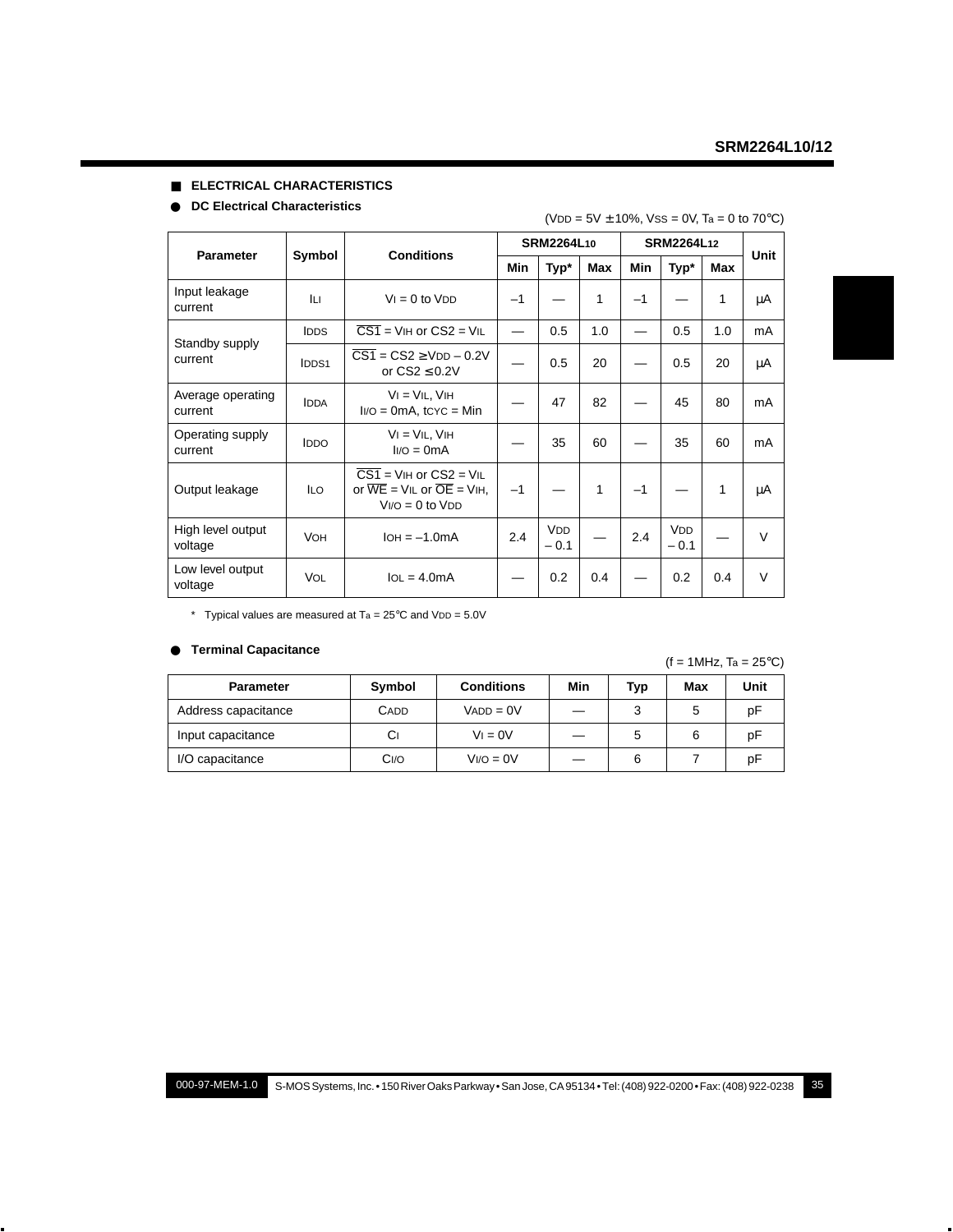## ■ ELECTRICAL CHARACTERISTICS

### ● DC Electrical Characteristics

($V_{DD}$ = 5V ± 10%, $V_{SS}$ = 0V, Ta = 0 to 70°C)

| Parameter | Symbol | Conditions | SRM2264L10 | | | SRM2264L12 | | | Unit |
|---|---|---|---|---|---|---|---|---|---|
| | | | Min | Typ* | Max | Min | Typ* | Max | |
| Input leakage current | $I_{LI}$ | $V_I$ = 0 to $V_{DD}$ | –1 | — | 1 | –1 | — | 1 | µA |
| Standby supply current | $I_{DDS}$ | $\overline{CS1}$ = $V_{IH}$ or CS2 = $V_{IL}$ | — | 0.5 | 1.0 | — | 0.5 | 1.0 | mA |
| | $I_{DDS1}$ | $\overline{CS1}$ = CS2 ≥ $V_{DD}$ – 0.2V or CS2 ≤ 0.2V | — | 0.5 | 20 | — | 0.5 | 20 | µA |
| Average operating current | $I_{DDA}$ | $V_I$ = $V_{IL}$, $V_{IH}$ $I_{I/O}$ = 0mA, $t_{CYC}$ = Min | — | 47 | 82 | — | 45 | 80 | mA |
| Operating supply current | $I_{DDO}$ | $V_I$ = $V_{IL}$, $V_{IH}$ $I_{I/O}$ = 0mA | — | 35 | 60 | — | 35 | 60 | mA |
| Output leakage | $I_{LO}$ | $\overline{CS1}$ = $V_{IH}$ or CS2 = $V_{IL}$ or $\overline{WE}$ = $V_{IL}$ or $\overline{OE}$ = $V_{IH}$, $V_{I/O}$ = 0 to $V_{DD}$ | –1 | — | 1 | –1 | — | 1 | µA |
| High level output voltage | $V_{OH}$ | $I_{OH}$ = –1.0mA | 2.4 | $V_{DD}$ – 0.1 | — | 2.4 | $V_{DD}$ – 0.1 | — | V |
| Low level output voltage | $V_{OL}$ | $I_{OL}$ = 4.0mA | — | 0.2 | 0.4 | — | 0.2 | 0.4 | V |

\* Typical values are measured at Ta = 25°C and $V_{DD}$ = 5.0V

### ● Terminal Capacitance

(f = 1MHz, Ta = 25°C)

| Parameter | Symbol | Conditions | Min | Typ | Max | Unit |
|---|---|---|---|---|---|---|
| Address capacitance | $C_{ADD}$ | $V_{ADD}$ = 0V | — | 3 | 5 | pF |
| Input capacitance | $C_I$ | $V_I$ = 0V | — | 5 | 6 | pF |
| I/O capacitance | $C_{I/O}$ | $V_{I/O}$ = 0V | — | 6 | 7 | pF |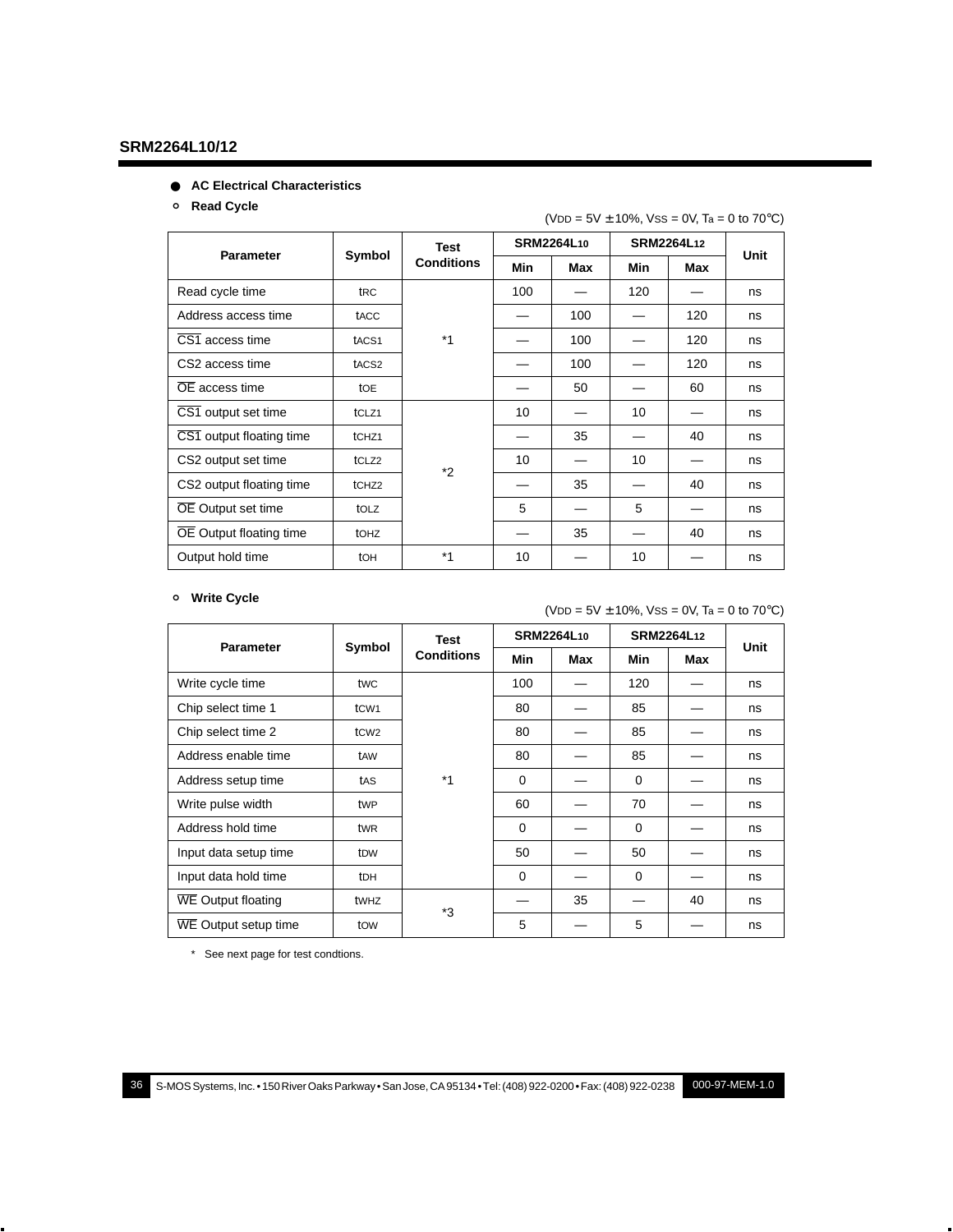## SRM2264L10/12

### ● AC Electrical Characteristics

#### ○ Read Cycle

($V_{DD}$ = 5V ± 10%, $V_{SS}$ = 0V, $T_a$ = 0 to 70°C)

| Parameter | Symbol | Test Conditions | SRM2264L10 | | SRM2264L12 | | Unit |
|---|---|---|---|---|---|---|---|
| | | | Min | Max | Min | Max | |
| Read cycle time | $t_{RC}$ | *1 | 100 | — | 120 | — | ns |
| Address access time | $t_{ACC}$ | | — | 100 | — | 120 | ns |
| $\overline{CS1}$ access time | $t_{ACS1}$ | | — | 100 | — | 120 | ns |
| CS2 access time | $t_{ACS2}$ | | — | 100 | — | 120 | ns |
| $\overline{OE}$ access time | $t_{OE}$ | | — | 50 | — | 60 | ns |
| $\overline{CS1}$ output set time | $t_{CLZ1}$ | *2 | 10 | — | 10 | — | ns |
| $\overline{CS1}$ output floating time | $t_{CHZ1}$ | | — | 35 | — | 40 | ns |
| CS2 output set time | $t_{CLZ2}$ | | 10 | — | 10 | — | ns |
| CS2 output floating time | $t_{CHZ2}$ | | — | 35 | — | 40 | ns |
| $\overline{OE}$ Output set time | $t_{OLZ}$ | | 5 | — | 5 | — | ns |
| $\overline{OE}$ Output floating time | $t_{OHZ}$ | | — | 35 | — | 40 | ns |
| Output hold time | $t_{OH}$ | *1 | 10 | — | 10 | — | ns |

#### ○ Write Cycle

($V_{DD}$ = 5V ± 10%, $V_{SS}$ = 0V, $T_a$ = 0 to 70°C)

| Parameter | Symbol | Test Conditions | SRM2264L10 | | SRM2264L12 | | Unit |
|---|---|---|---|---|---|---|---|
| | | | Min | Max | Min | Max | |
| Write cycle time | $t_{WC}$ | *1 | 100 | — | 120 | — | ns |
| Chip select time 1 | $t_{CW1}$ | | 80 | — | 85 | — | ns |
| Chip select time 2 | $t_{CW2}$ | | 80 | — | 85 | — | ns |
| Address enable time | $t_{AW}$ | | 80 | — | 85 | — | ns |
| Address setup time | $t_{AS}$ | | 0 | — | 0 | — | ns |
| Write pulse width | $t_{WP}$ | | 60 | — | 70 | — | ns |
| Address hold time | $t_{WR}$ | | 0 | — | 0 | — | ns |
| Input data setup time | $t_{DW}$ | | 50 | — | 50 | — | ns |
| Input data hold time | $t_{DH}$ | | 0 | — | 0 | — | ns |
| $\overline{WE}$ Output floating | $t_{WHZ}$ | *3 | — | 35 | — | 40 | ns |
| $\overline{WE}$ Output setup time | $t_{OW}$ | | 5 | — | 5 | — | ns |

* See next page for test condtions.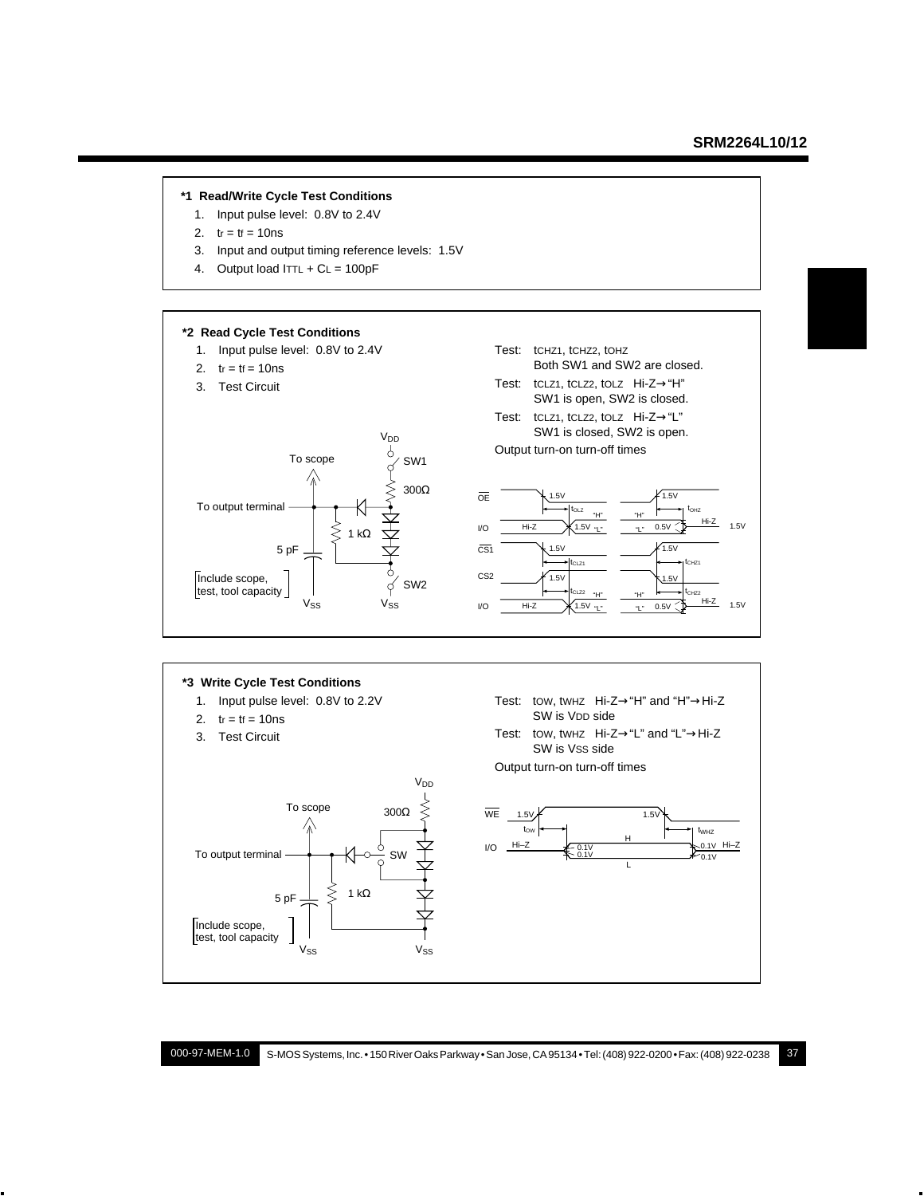**\*1 Read/Write Cycle Test Conditions**

1. Input pulse level: 0.8V to 2.4V
2. $t_r = t_f = 10ns$
3. Input and output timing reference levels: 1.5V
4. Output load $I_{TTL} + C_L = 100pF$

**\*2 Read Cycle Test Conditions**

1. Input pulse level: 0.8V to 2.4V
2. $t_r = t_f = 10ns$
3. Test Circuit

Test: $t_{CHZ1}$, $t_{CHZ2}$, $t_{OHZ}$
Both SW1 and SW2 are closed.

Test: $t_{CLZ1}$, $t_{CLZ2}$, $t_{OLZ}$ Hi-Z→"H"
SW1 is open, SW2 is closed.

Test: $t_{CLZ1}$, $t_{CLZ2}$, $t_{OLZ}$ Hi-Z→"L"
SW1 is closed, SW2 is open.

Output turn-on turn-off times

**\*3 Write Cycle Test Conditions**

1. Input pulse level: 0.8V to 2.2V
2. $t_r = t_f = 10ns$
3. Test Circuit

Test: $t_{OW}$, $t_{WHZ}$ Hi-Z→"H" and "H"→Hi-Z
SW is $V_{DD}$ side

Test: $t_{OW}$, $t_{WHZ}$ Hi-Z→"L" and "L"→Hi-Z
SW is $V_{SS}$ side

Output turn-on turn-off times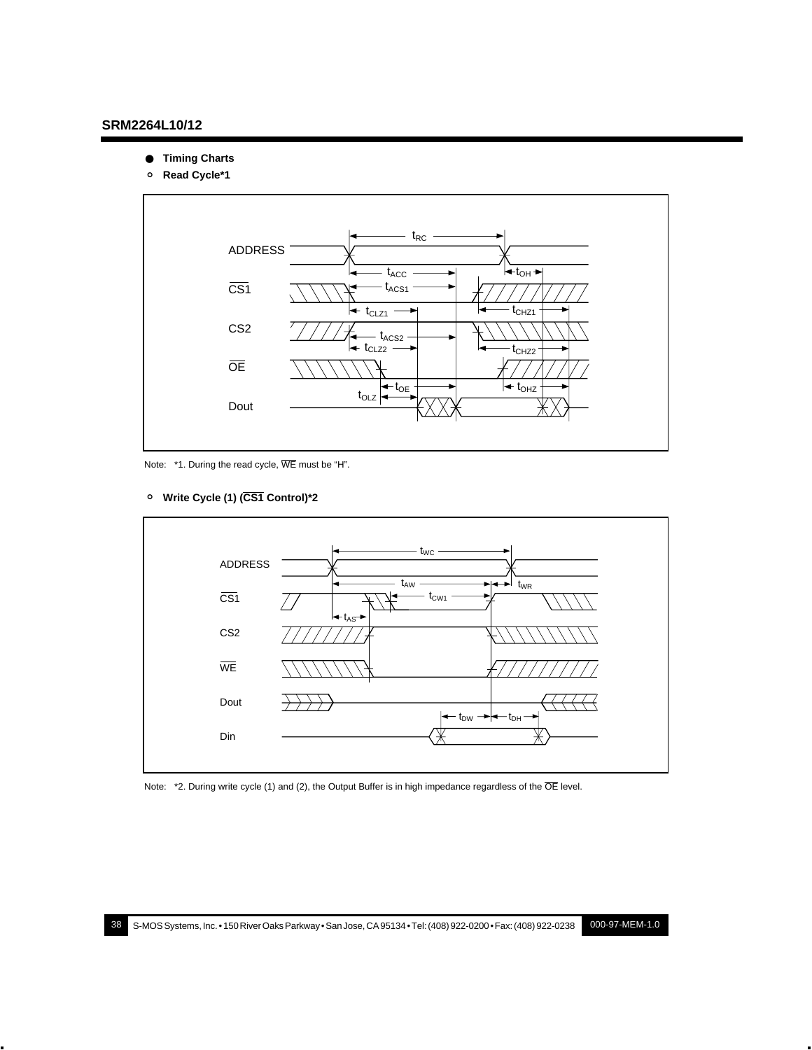## ● Timing Charts

### ○ Read Cycle*1

Note: *1. During the read cycle, $\overline{WE}$ must be "H".

### ○ Write Cycle (1) ($\overline{CS1}$ Control)*2

Note: *2. During write cycle (1) and (2), the Output Buffer is in high impedance regardless of the $\overline{OE}$ level.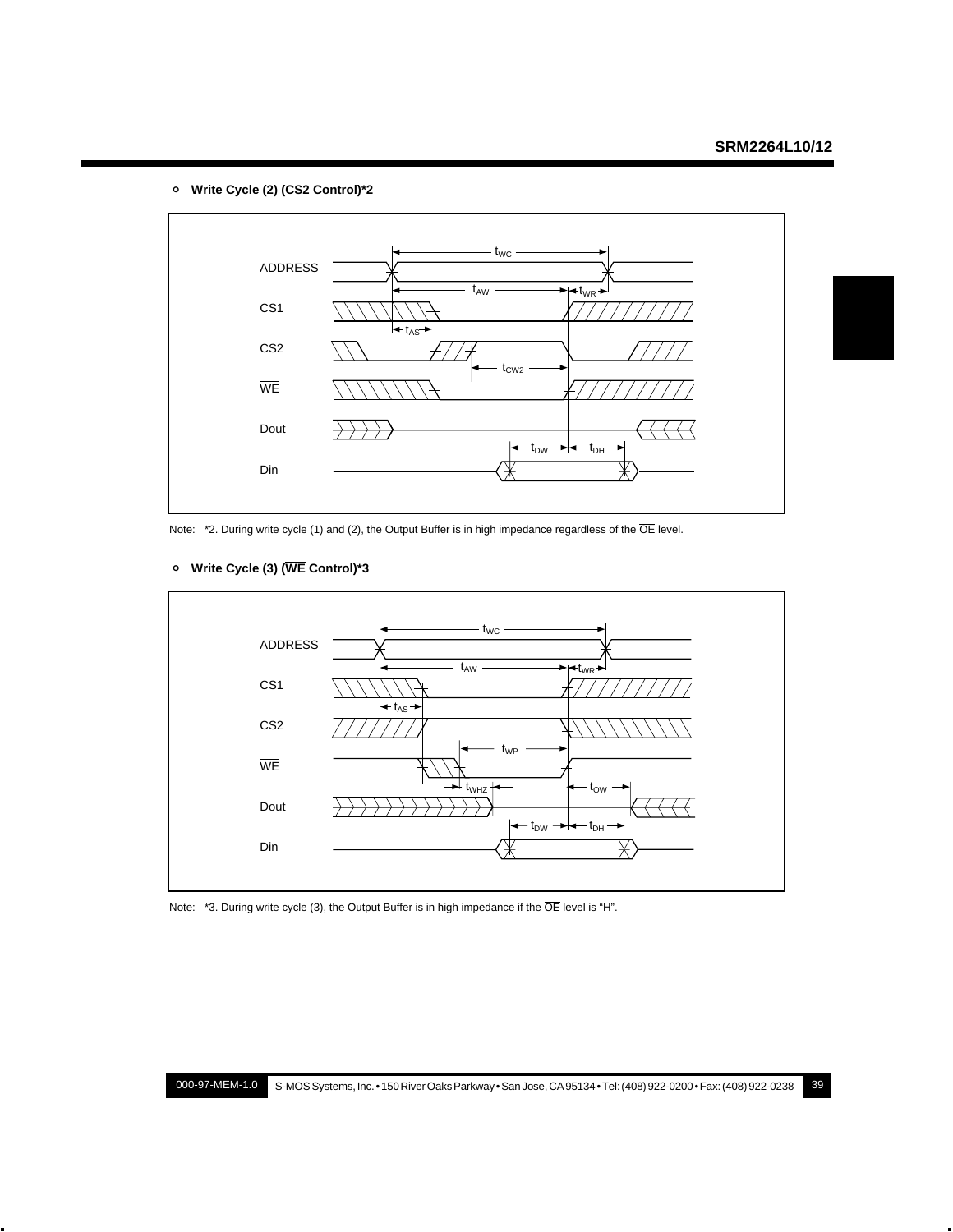- **Write Cycle (2) (CS2 Control)*2**

ADDRESS

$\overline{CS1}$

CS2

$\overline{WE}$

Dout

Din

$t_{WC}$ $t_{AW}$ $t_{WR}$ $t_{AS}$ $t_{CW2}$ $t_{DW}$ $t_{DH}$

Note: *2. During write cycle (1) and (2), the Output Buffer is in high impedance regardless of the $\overline{OE}$ level.

- **Write Cycle (3) ($\overline{WE}$ Control)*3**

ADDRESS

$\overline{CS1}$

CS2

$\overline{WE}$

Dout

Din

$t_{WC}$ $t_{AW}$ $t_{WR}$ $t_{AS}$ $t_{WP}$ $t_{WHZ}$ $t_{OW}$ $t_{DW}$ $t_{DH}$

Note: *3. During write cycle (3), the Output Buffer is in high impedance if the $\overline{OE}$ level is "H".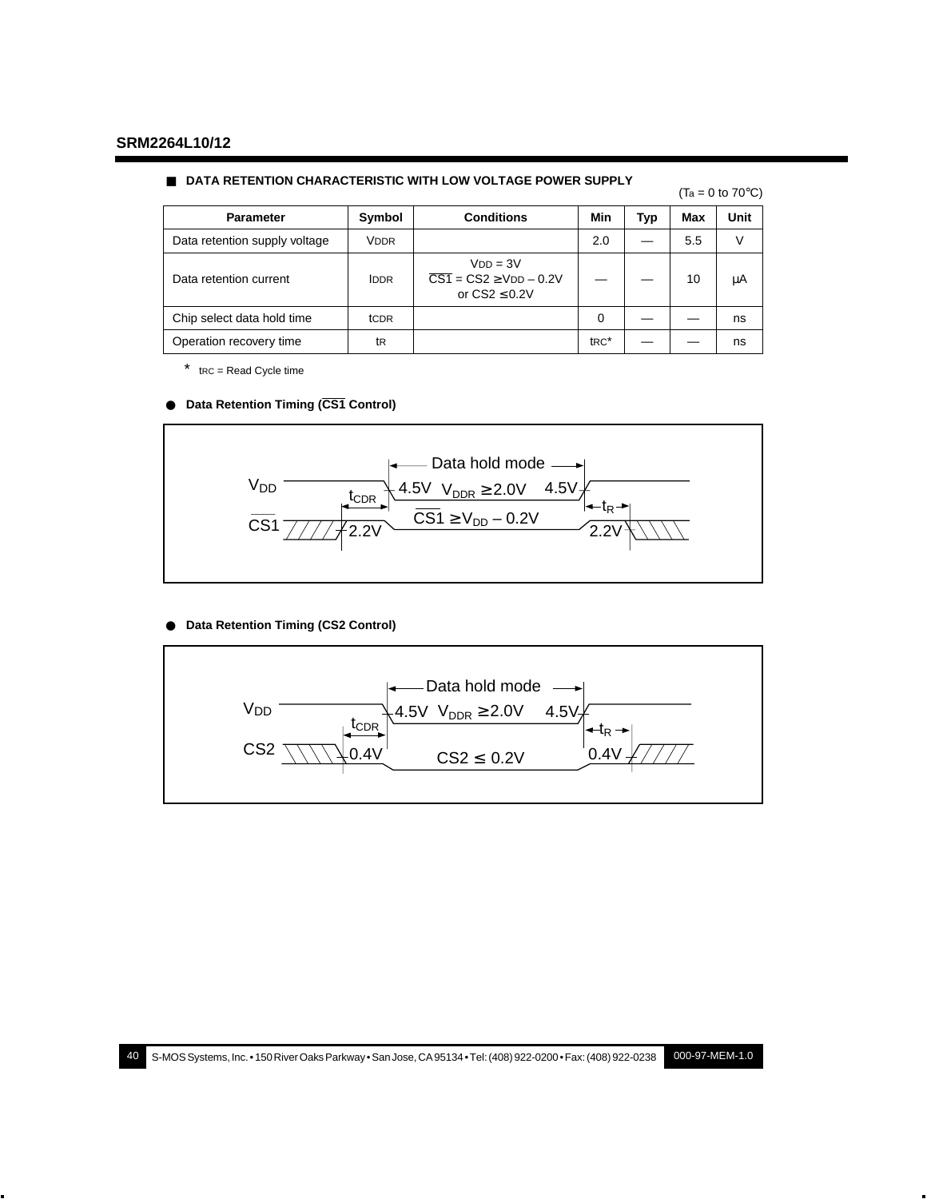## ■ DATA RETENTION CHARACTERISTIC WITH LOW VOLTAGE POWER SUPPLY

($T_a$ = 0 to 70°C)

| Parameter | Symbol | Conditions | Min | Typ | Max | Unit |
|---|---|---|---|---|---|---|
| Data retention supply voltage | $V_{DDR}$ | | 2.0 | — | 5.5 | V |
| Data retention current | $I_{DDR}$ | $V_{DD}$ = 3V<br>$\overline{CS1}$ = CS2 ≥ $V_{DD}$ – 0.2V<br>or CS2 ≤ 0.2V | — | — | 10 | µA |
| Chip select data hold time | $t_{CDR}$ | | 0 | — | — | ns |
| Operation recovery time | $t_R$ | | $t_{RC}$* | — | — | ns |

\* $t_{RC}$ = Read Cycle time

### ● Data Retention Timing ($\overline{CS1}$ Control)

Data hold mode

$V_{DD}$: 4.5V, $V_{DDR}$ ≥ 2.0V, 4.5V

$\overline{CS1}$: 2.2V, $\overline{CS1}$ ≥ $V_{DD}$ – 0.2V, 2.2V

$t_{CDR}$, $t_R$

### ● Data Retention Timing (CS2 Control)

Data hold mode

$V_{DD}$: 4.5V, $V_{DDR}$ ≥ 2.0V, 4.5V

CS2: 0.4V, CS2 ≤ 0.2V, 0.4V

$t_{CDR}$, $t_R$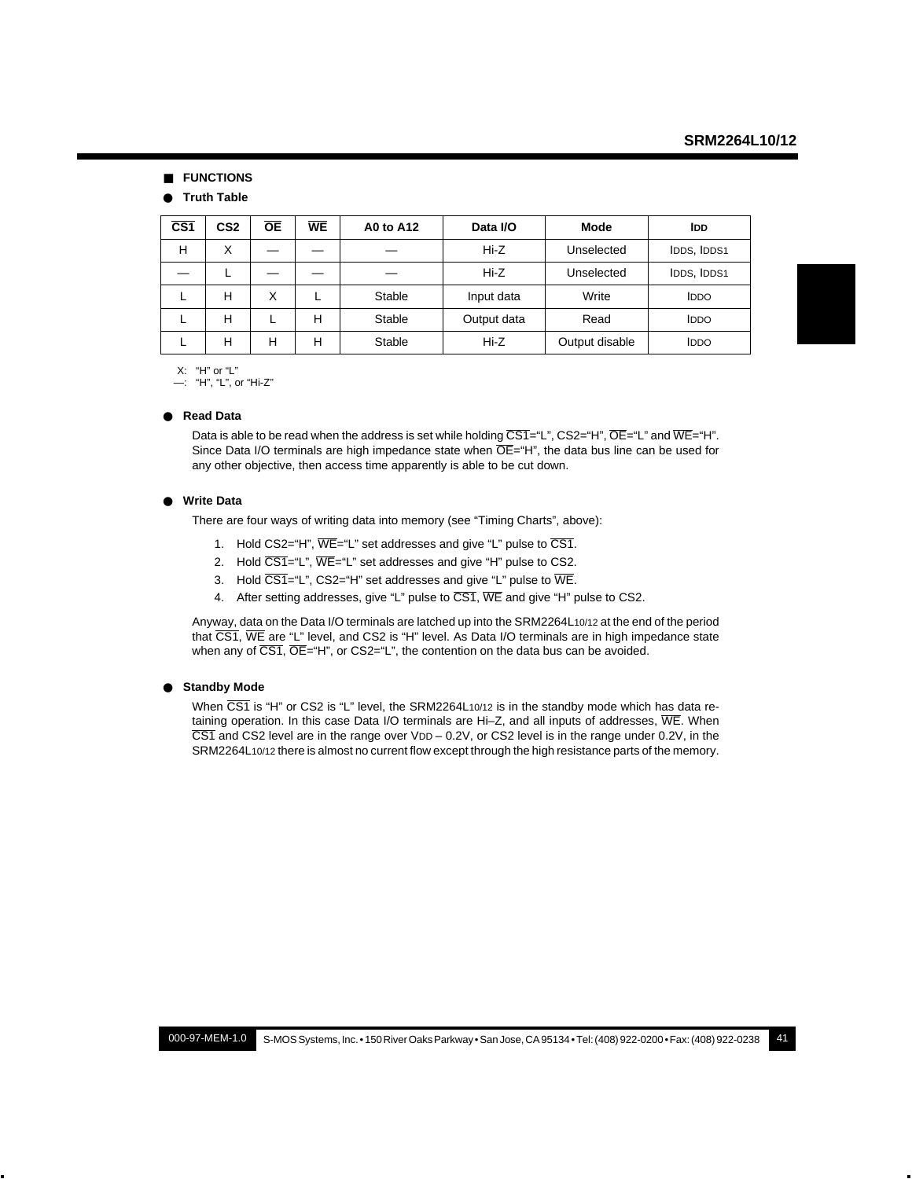## ■ FUNCTIONS

### ● Truth Table

| $\overline{CS1}$ | CS2 | $\overline{OE}$ | $\overline{WE}$ | A0 to A12 | Data I/O | Mode | IDD |
|---|---|---|---|---|---|---|---|
| H | X | — | — | — | Hi-Z | Unselected | IDDS, IDDS1 |
| — | L | — | — | — | Hi-Z | Unselected | IDDS, IDDS1 |
| L | H | X | L | Stable | Input data | Write | IDDO |
| L | H | L | H | Stable | Output data | Read | IDDO |
| L | H | H | H | Stable | Hi-Z | Output disable | IDDO |

X: "H" or "L"
—: "H", "L", or "Hi-Z"

### ● Read Data

Data is able to be read when the address is set while holding $\overline{CS1}$="L", CS2="H", $\overline{OE}$="L" and $\overline{WE}$="H". Since Data I/O terminals are high impedance state when $\overline{OE}$="H", the data bus line can be used for any other objective, then access time apparently is able to be cut down.

### ● Write Data

There are four ways of writing data into memory (see "Timing Charts", above):

1. Hold CS2="H", $\overline{WE}$="L" set addresses and give "L" pulse to $\overline{CS1}$.
2. Hold $\overline{CS1}$="L", $\overline{WE}$="L" set addresses and give "H" pulse to CS2.
3. Hold $\overline{CS1}$="L", CS2="H" set addresses and give "L" pulse to $\overline{WE}$.
4. After setting addresses, give "L" pulse to $\overline{CS1}$, $\overline{WE}$ and give "H" pulse to CS2.

Anyway, data on the Data I/O terminals are latched up into the SRM2264L10/12 at the end of the period that $\overline{CS1}$, $\overline{WE}$ are "L" level, and CS2 is "H" level. As Data I/O terminals are in high impedance state when any of $\overline{CS1}$, $\overline{OE}$="H", or CS2="L", the contention on the data bus can be avoided.

### ● Standby Mode

When $\overline{CS1}$ is "H" or CS2 is "L" level, the SRM2264L10/12 is in the standby mode which has data retaining operation. In this case Data I/O terminals are Hi–Z, and all inputs of addresses, $\overline{WE}$. When $\overline{CS1}$ and CS2 level are in the range over $V_{DD}$ – 0.2V, or CS2 level is in the range under 0.2V, in the SRM2264L10/12 there is almost no current flow except through the high resistance parts of the memory.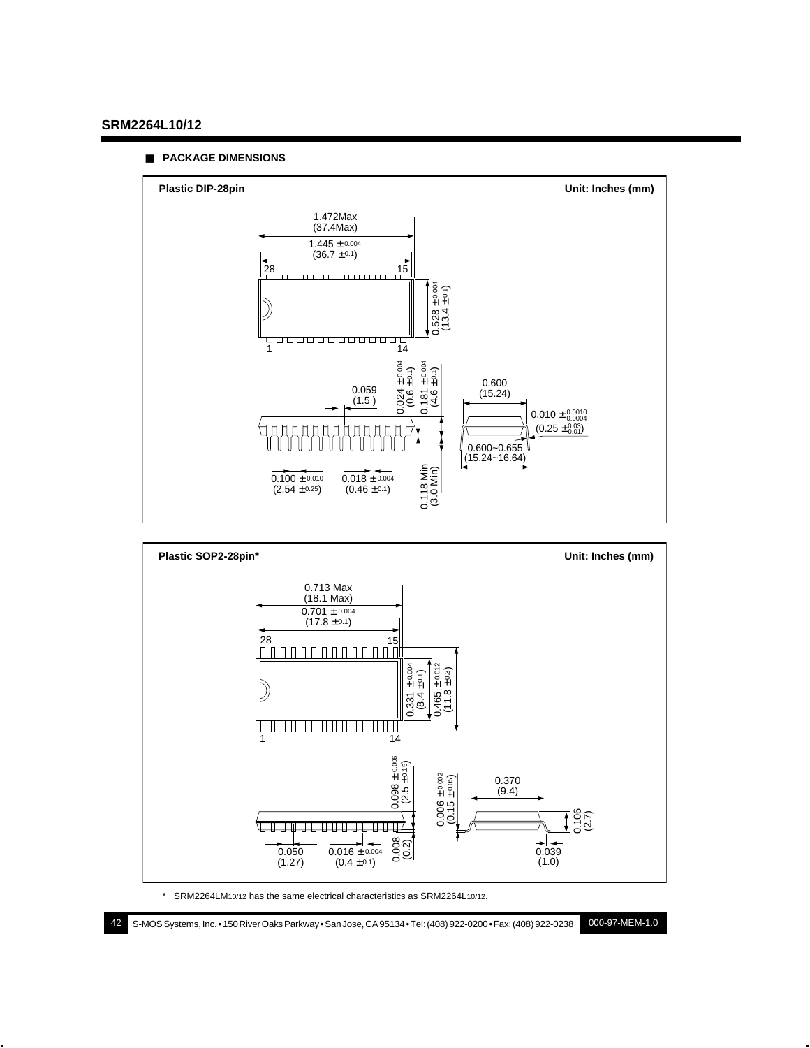## PACKAGE DIMENSIONS

**Plastic DIP-28pin** — Unit: Inches (mm)

- 1.472Max (37.4Max)
- 1.445 ± 0.004 (36.7 ± 0.1)
- 0.528 ± 0.004 (13.4 ± 0.1)
- 0.059 (1.5)
- 0.024 ± 0.004 (0.6 ± 0.1)
- 0.181 ± 0.004 (4.6 ± 0.1)
- 0.600 (15.24)
- $0.010 \pm^{0.0010}_{0.0004}$ ($0.25 \pm^{0.03}_{0.01}$)
- 0.600~0.655 (15.24~16.64)
- 0.100 ± 0.010 (2.54 ± 0.25)
- 0.018 ± 0.004 (0.46 ± 0.1)
- 0.118 Min (3.0 Min)

**Plastic SOP2-28pin*** — Unit: Inches (mm)

- 0.713 Max (18.1 Max)
- 0.701 ± 0.004 (17.8 ± 0.1)
- 0.331 ± 0.004 (8.4 ± 0.1)
- 0.465 ± 0.012 (11.8 ± 0.3)
- 0.098 ± 0.006 (2.5 ± 0.15)
- 0.006 ± 0.002 (0.15 ± 0.05)
- 0.370 (9.4)
- 0.106 (2.7)
- 0.050 (1.27)
- 0.016 ± 0.004 (0.4 ± 0.1)
- 0.008 (0.2)
- 0.039 (1.0)

\* SRM2264LM10/12 has the same electrical characteristics as SRM2264L10/12.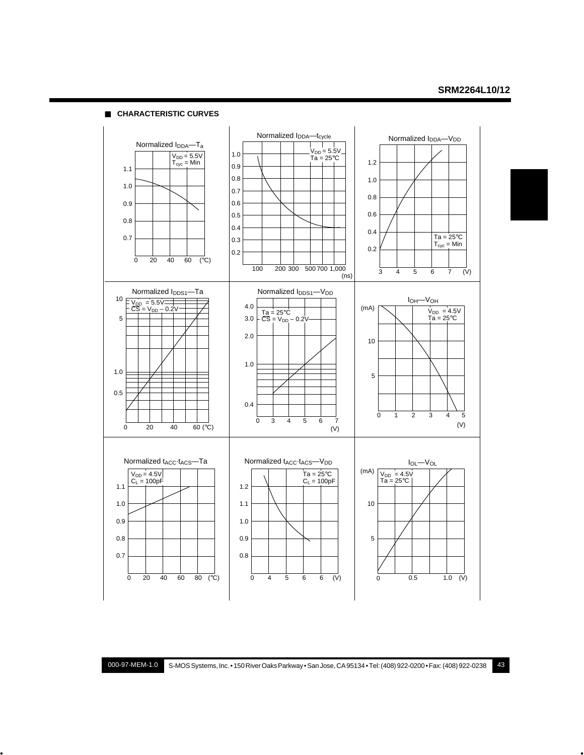## CHARACTERISTIC CURVES

Normalized $I_{DDA}$—$T_a$

$V_{DD}$ = 5.5V
$T_{cyc}$ = Min

Normalized $I_{DDA}$—$t_{cycle}$

$V_{DD}$ = 5.5V
Ta = 25℃

Normalized $I_{DDA}$—$V_{DD}$

Ta = 25℃
$T_{cyc}$ = Min

Normalized $I_{DDS1}$—Ta

$V_{DD}$ = 5.5V
$\overline{CS}$ = $V_{DD}$ – 0.2V

Normalized $I_{DDS1}$—$V_{DD}$

Ta = 25℃
$\overline{CS}$ = $V_{DD}$ – 0.2V

$I_{OH}$—$V_{OH}$

$V_{DD}$ = 4.5V
Ta = 25℃

Normalized $t_{ACC}$·$t_{ACS}$—Ta

$V_{DD}$ = 4.5V
$C_L$ = 100pF

Normalized $t_{ACC}$·$t_{ACS}$—$V_{DD}$

Ta = 25℃
$C_L$ = 100pF

$I_{OL}$—$V_{OL}$

$V_{DD}$ = 4.5V
Ta = 25℃